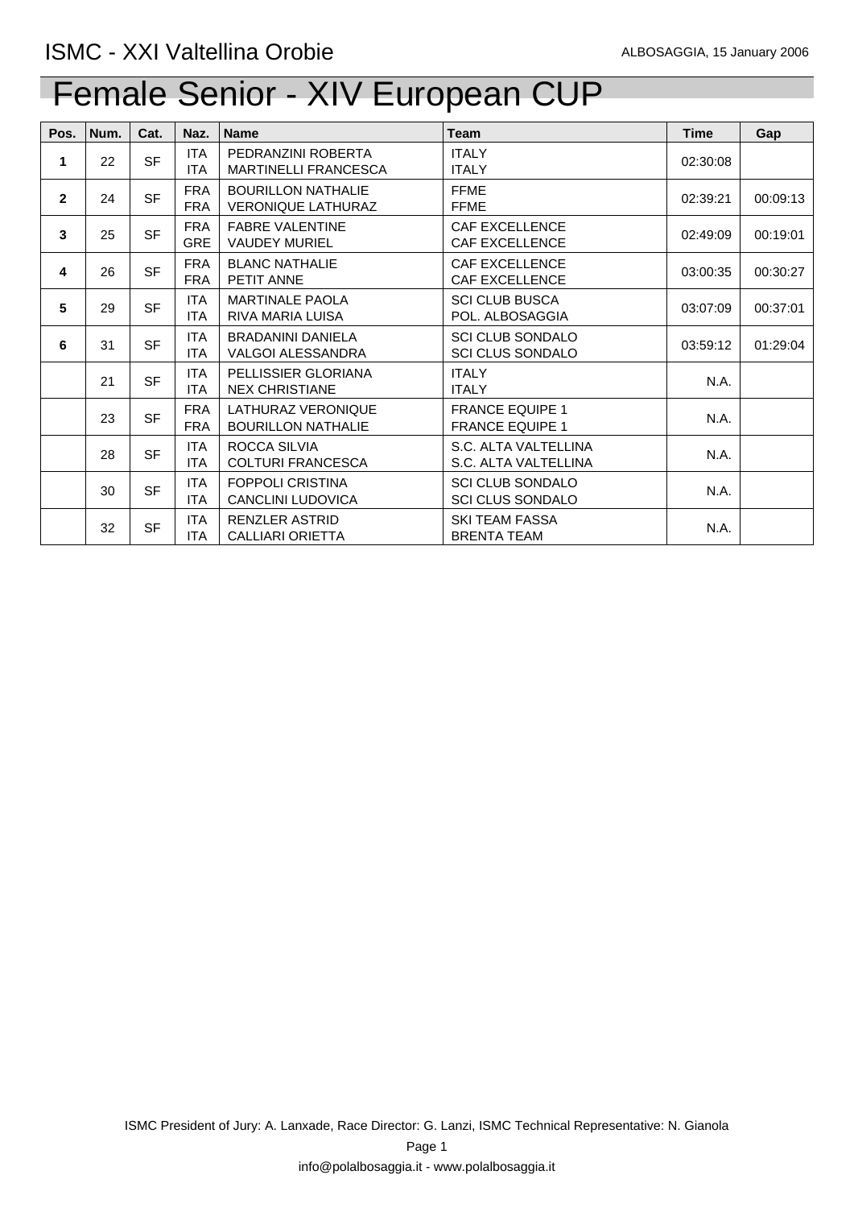ISMC - XXI Valtellina Orobie

ALBOSAGGIA, 15 January 2006

# Female Senior - XIV European CUP

| Pos. | Num. | Cat. | Naz. | Name | Team | Time | Gap |
|---|---|---|---|---|---|---|---|
| 1 | 22 | SF | ITA<br>ITA | PEDRANZINI ROBERTA<br>MARTINELLI FRANCESCA | ITALY<br>ITALY | 02:30:08 | |
| 2 | 24 | SF | FRA<br>FRA | BOURILLON NATHALIE<br>VERONIQUE LATHURAZ | FFME<br>FFME | 02:39:21 | 00:09:13 |
| 3 | 25 | SF | FRA<br>GRE | FABRE VALENTINE<br>VAUDEY MURIEL | CAF EXCELLENCE<br>CAF EXCELLENCE | 02:49:09 | 00:19:01 |
| 4 | 26 | SF | FRA<br>FRA | BLANC NATHALIE<br>PETIT ANNE | CAF EXCELLENCE<br>CAF EXCELLENCE | 03:00:35 | 00:30:27 |
| 5 | 29 | SF | ITA<br>ITA | MARTINALE PAOLA<br>RIVA MARIA LUISA | SCI CLUB BUSCA<br>POL. ALBOSAGGIA | 03:07:09 | 00:37:01 |
| 6 | 31 | SF | ITA<br>ITA | BRADANINI DANIELA<br>VALGOI ALESSANDRA | SCI CLUB SONDALO<br>SCI CLUS SONDALO | 03:59:12 | 01:29:04 |
| | 21 | SF | ITA<br>ITA | PELLISSIER GLORIANA<br>NEX CHRISTIANE | ITALY<br>ITALY | N.A. | |
| | 23 | SF | FRA<br>FRA | LATHURAZ VERONIQUE<br>BOURILLON NATHALIE | FRANCE EQUIPE 1<br>FRANCE EQUIPE 1 | N.A. | |
| | 28 | SF | ITA<br>ITA | ROCCA SILVIA<br>COLTURI FRANCESCA | S.C. ALTA VALTELLINA<br>S.C. ALTA VALTELLINA | N.A. | |
| | 30 | SF | ITA<br>ITA | FOPPOLI CRISTINA<br>CANCLINI LUDOVICA | SCI CLUB SONDALO<br>SCI CLUS SONDALO | N.A. | |
| | 32 | SF | ITA<br>ITA | RENZLER ASTRID<br>CALLIARI ORIETTA | SKI TEAM FASSA<br>BRENTA TEAM | N.A. | |

ISMC President of Jury: A. Lanxade, Race Director: G. Lanzi, ISMC Technical Representative: N. Gianola

info@polalbosaggia.it - www.polalbosaggia.it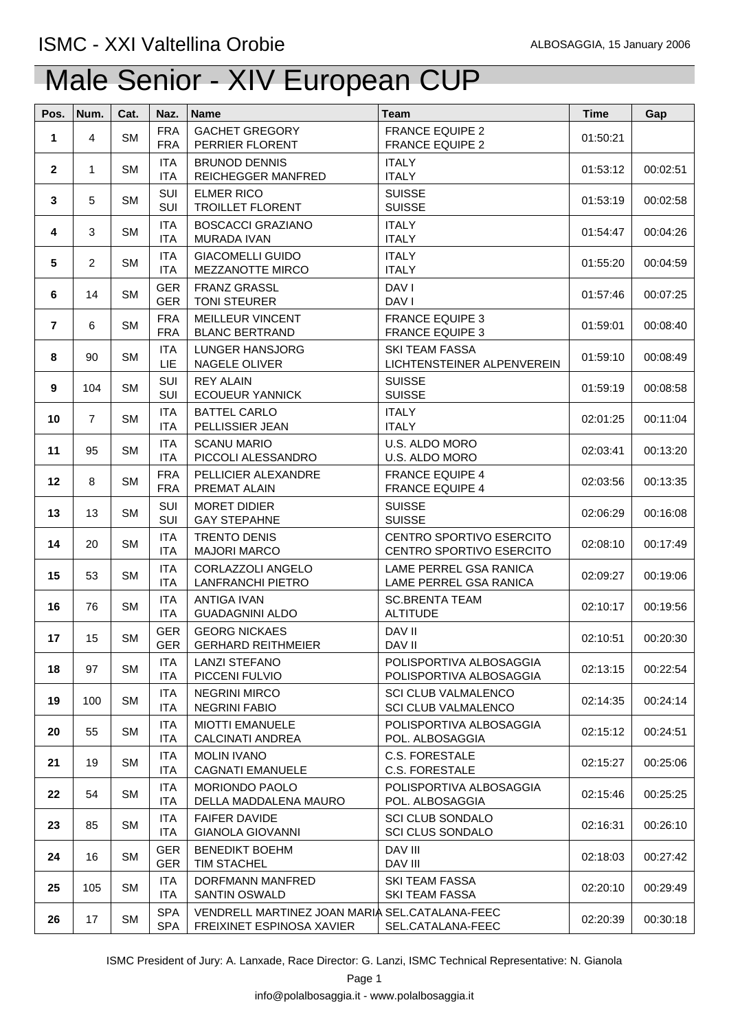ISMC - XXI Valtellina Orobie

ALBOSAGGIA, 15 January 2006

# Male Senior - XIV European CUP

| Pos. | Num. | Cat. | Naz. | Name | Team | Time | Gap |
|---|---|---|---|---|---|---|---|
| 1 | 4 | SM | FRA<br>FRA | GACHET GREGORY<br>PERRIER FLORENT | FRANCE EQUIPE 2<br>FRANCE EQUIPE 2 | 01:50:21 | |
| 2 | 1 | SM | ITA<br>ITA | BRUNOD DENNIS<br>REICHEGGER MANFRED | ITALY<br>ITALY | 01:53:12 | 00:02:51 |
| 3 | 5 | SM | SUI<br>SUI | ELMER RICO<br>TROILLET FLORENT | SUISSE<br>SUISSE | 01:53:19 | 00:02:58 |
| 4 | 3 | SM | ITA<br>ITA | BOSCACCI GRAZIANO<br>MURADA IVAN | ITALY<br>ITALY | 01:54:47 | 00:04:26 |
| 5 | 2 | SM | ITA<br>ITA | GIACOMELLI GUIDO<br>MEZZANOTTE MIRCO | ITALY<br>ITALY | 01:55:20 | 00:04:59 |
| 6 | 14 | SM | GER<br>GER | FRANZ GRASSL<br>TONI STEURER | DAV I<br>DAV I | 01:57:46 | 00:07:25 |
| 7 | 6 | SM | FRA<br>FRA | MEILLEUR VINCENT<br>BLANC BERTRAND | FRANCE EQUIPE 3<br>FRANCE EQUIPE 3 | 01:59:01 | 00:08:40 |
| 8 | 90 | SM | ITA<br>LIE | LUNGER HANSJORG<br>NAGELE OLIVER | SKI TEAM FASSA<br>LICHTENSTEINER ALPENVEREIN | 01:59:10 | 00:08:49 |
| 9 | 104 | SM | SUI<br>SUI | REY ALAIN<br>ECOUEUR YANNICK | SUISSE<br>SUISSE | 01:59:19 | 00:08:58 |
| 10 | 7 | SM | ITA<br>ITA | BATTEL CARLO<br>PELLISSIER JEAN | ITALY<br>ITALY | 02:01:25 | 00:11:04 |
| 11 | 95 | SM | ITA<br>ITA | SCANU MARIO<br>PICCOLI ALESSANDRO | U.S. ALDO MORO<br>U.S. ALDO MORO | 02:03:41 | 00:13:20 |
| 12 | 8 | SM | FRA<br>FRA | PELLICIER ALEXANDRE<br>PREMAT ALAIN | FRANCE EQUIPE 4<br>FRANCE EQUIPE 4 | 02:03:56 | 00:13:35 |
| 13 | 13 | SM | SUI<br>SUI | MORET DIDIER<br>GAY STEPAHNE | SUISSE<br>SUISSE | 02:06:29 | 00:16:08 |
| 14 | 20 | SM | ITA<br>ITA | TRENTO DENIS<br>MAJORI MARCO | CENTRO SPORTIVO ESERCITO<br>CENTRO SPORTIVO ESERCITO | 02:08:10 | 00:17:49 |
| 15 | 53 | SM | ITA<br>ITA | CORLAZZOLI ANGELO<br>LANFRANCHI PIETRO | LAME PERREL GSA RANICA<br>LAME PERREL GSA RANICA | 02:09:27 | 00:19:06 |
| 16 | 76 | SM | ITA<br>ITA | ANTIGA IVAN<br>GUADAGNINI ALDO | SC.BRENTA TEAM<br>ALTITUDE | 02:10:17 | 00:19:56 |
| 17 | 15 | SM | GER<br>GER | GEORG NICKAES<br>GERHARD REITHMEIER | DAV II<br>DAV II | 02:10:51 | 00:20:30 |
| 18 | 97 | SM | ITA<br>ITA | LANZI STEFANO<br>PICCENI FULVIO | POLISPORTIVA ALBOSAGGIA<br>POLISPORTIVA ALBOSAGGIA | 02:13:15 | 00:22:54 |
| 19 | 100 | SM | ITA<br>ITA | NEGRINI MIRCO<br>NEGRINI FABIO | SCI CLUB VALMALENCO<br>SCI CLUB VALMALENCO | 02:14:35 | 00:24:14 |
| 20 | 55 | SM | ITA<br>ITA | MIOTTI EMANUELE<br>CALCINATI ANDREA | POLISPORTIVA ALBOSAGGIA<br>POL. ALBOSAGGIA | 02:15:12 | 00:24:51 |
| 21 | 19 | SM | ITA<br>ITA | MOLIN IVANO<br>CAGNATI EMANUELE | C.S. FORESTALE<br>C.S. FORESTALE | 02:15:27 | 00:25:06 |
| 22 | 54 | SM | ITA<br>ITA | MORIONDO PAOLO<br>DELLA MADDALENA MAURO | POLISPORTIVA ALBOSAGGIA<br>POL. ALBOSAGGIA | 02:15:46 | 00:25:25 |
| 23 | 85 | SM | ITA<br>ITA | FAIFER DAVIDE<br>GIANOLA GIOVANNI | SCI CLUB SONDALO<br>SCI CLUS SONDALO | 02:16:31 | 00:26:10 |
| 24 | 16 | SM | GER<br>GER | BENEDIKT BOEHM<br>TIM STACHEL | DAV III<br>DAV III | 02:18:03 | 00:27:42 |
| 25 | 105 | SM | ITA<br>ITA | DORFMANN MANFRED<br>SANTIN OSWALD | SKI TEAM FASSA<br>SKI TEAM FASSA | 02:20:10 | 00:29:49 |
| 26 | 17 | SM | SPA<br>SPA | VENDRELL MARTINEZ JOAN MARIA<br>FREIXINET ESPINOSA XAVIER | SEL.CATALANA-FEEC<br>SEL.CATALANA-FEEC | 02:20:39 | 00:30:18 |

ISMC President of Jury: A. Lanxade, Race Director: G. Lanzi, ISMC Technical Representative: N. Gianola

info@polalbosaggia.it - www.polalbosaggia.it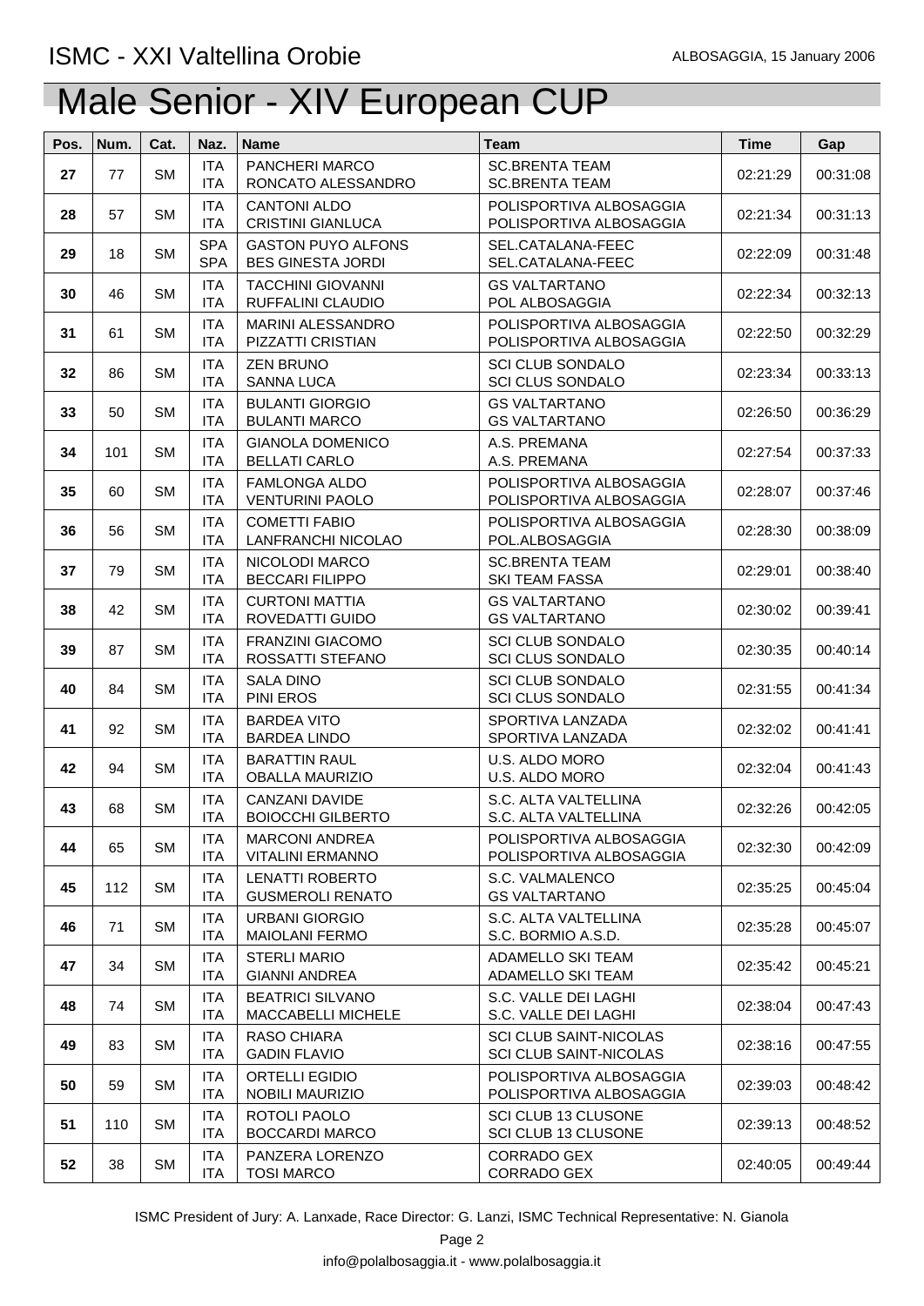# ISMC - XXI Valtellina Orobie

ALBOSAGGIA, 15 January 2006

## Male Senior - XIV European CUP

| Pos. | Num. | Cat. | Naz. | Name | Team | Time | Gap |
|---|---|---|---|---|---|---|---|
| 27 | 77 | SM | ITA<br>ITA | PANCHERI MARCO<br>RONCATO ALESSANDRO | SC.BRENTA TEAM<br>SC.BRENTA TEAM | 02:21:29 | 00:31:08 |
| 28 | 57 | SM | ITA<br>ITA | CANTONI ALDO<br>CRISTINI GIANLUCA | POLISPORTIVA ALBOSAGGIA<br>POLISPORTIVA ALBOSAGGIA | 02:21:34 | 00:31:13 |
| 29 | 18 | SM | SPA<br>SPA | GASTON PUYO ALFONS<br>BES GINESTA JORDI | SEL.CATALANA-FEEC<br>SEL.CATALANA-FEEC | 02:22:09 | 00:31:48 |
| 30 | 46 | SM | ITA<br>ITA | TACCHINI GIOVANNI<br>RUFFALINI CLAUDIO | GS VALTARTANO<br>POL ALBOSAGGIA | 02:22:34 | 00:32:13 |
| 31 | 61 | SM | ITA<br>ITA | MARINI ALESSANDRO<br>PIZZATTI CRISTIAN | POLISPORTIVA ALBOSAGGIA<br>POLISPORTIVA ALBOSAGGIA | 02:22:50 | 00:32:29 |
| 32 | 86 | SM | ITA<br>ITA | ZEN BRUNO<br>SANNA LUCA | SCI CLUB SONDALO<br>SCI CLUS SONDALO | 02:23:34 | 00:33:13 |
| 33 | 50 | SM | ITA<br>ITA | BULANTI GIORGIO<br>BULANTI MARCO | GS VALTARTANO<br>GS VALTARTANO | 02:26:50 | 00:36:29 |
| 34 | 101 | SM | ITA<br>ITA | GIANOLA DOMENICO<br>BELLATI CARLO | A.S. PREMANA<br>A.S. PREMANA | 02:27:54 | 00:37:33 |
| 35 | 60 | SM | ITA<br>ITA | FAMLONGA ALDO<br>VENTURINI PAOLO | POLISPORTIVA ALBOSAGGIA<br>POLISPORTIVA ALBOSAGGIA | 02:28:07 | 00:37:46 |
| 36 | 56 | SM | ITA<br>ITA | COMETTI FABIO<br>LANFRANCHI NICOLAO | POLISPORTIVA ALBOSAGGIA<br>POL.ALBOSAGGIA | 02:28:30 | 00:38:09 |
| 37 | 79 | SM | ITA<br>ITA | NICOLODI MARCO<br>BECCARI FILIPPO | SC.BRENTA TEAM<br>SKI TEAM FASSA | 02:29:01 | 00:38:40 |
| 38 | 42 | SM | ITA<br>ITA | CURTONI MATTIA<br>ROVEDATTI GUIDO | GS VALTARTANO<br>GS VALTARTANO | 02:30:02 | 00:39:41 |
| 39 | 87 | SM | ITA<br>ITA | FRANZINI GIACOMO<br>ROSSATTI STEFANO | SCI CLUB SONDALO<br>SCI CLUS SONDALO | 02:30:35 | 00:40:14 |
| 40 | 84 | SM | ITA<br>ITA | SALA DINO<br>PINI EROS | SCI CLUB SONDALO<br>SCI CLUS SONDALO | 02:31:55 | 00:41:34 |
| 41 | 92 | SM | ITA<br>ITA | BARDEA VITO<br>BARDEA LINDO | SPORTIVA LANZADA<br>SPORTIVA LANZADA | 02:32:02 | 00:41:41 |
| 42 | 94 | SM | ITA<br>ITA | BARATTIN RAUL<br>OBALLA MAURIZIO | U.S. ALDO MORO<br>U.S. ALDO MORO | 02:32:04 | 00:41:43 |
| 43 | 68 | SM | ITA<br>ITA | CANZANI DAVIDE<br>BOIOCCHI GILBERTO | S.C. ALTA VALTELLINA<br>S.C. ALTA VALTELLINA | 02:32:26 | 00:42:05 |
| 44 | 65 | SM | ITA<br>ITA | MARCONI ANDREA<br>VITALINI ERMANNO | POLISPORTIVA ALBOSAGGIA<br>POLISPORTIVA ALBOSAGGIA | 02:32:30 | 00:42:09 |
| 45 | 112 | SM | ITA<br>ITA | LENATTI ROBERTO<br>GUSMEROLI RENATO | S.C. VALMALENCO<br>GS VALTARTANO | 02:35:25 | 00:45:04 |
| 46 | 71 | SM | ITA<br>ITA | URBANI GIORGIO<br>MAIOLANI FERMO | S.C. ALTA VALTELLINA<br>S.C. BORMIO A.S.D. | 02:35:28 | 00:45:07 |
| 47 | 34 | SM | ITA<br>ITA | STERLI MARIO<br>GIANNI ANDREA | ADAMELLO SKI TEAM<br>ADAMELLO SKI TEAM | 02:35:42 | 00:45:21 |
| 48 | 74 | SM | ITA<br>ITA | BEATRICI SILVANO<br>MACCABELLI MICHELE | S.C. VALLE DEI LAGHI<br>S.C. VALLE DEI LAGHI | 02:38:04 | 00:47:43 |
| 49 | 83 | SM | ITA<br>ITA | RASO CHIARA<br>GADIN FLAVIO | SCI CLUB SAINT-NICOLAS<br>SCI CLUB SAINT-NICOLAS | 02:38:16 | 00:47:55 |
| 50 | 59 | SM | ITA<br>ITA | ORTELLI EGIDIO<br>NOBILI MAURIZIO | POLISPORTIVA ALBOSAGGIA<br>POLISPORTIVA ALBOSAGGIA | 02:39:03 | 00:48:42 |
| 51 | 110 | SM | ITA<br>ITA | ROTOLI PAOLO<br>BOCCARDI MARCO | SCI CLUB 13 CLUSONE<br>SCI CLUB 13 CLUSONE | 02:39:13 | 00:48:52 |
| 52 | 38 | SM | ITA<br>ITA | PANZERA LORENZO<br>TOSI MARCO | CORRADO GEX<br>CORRADO GEX | 02:40:05 | 00:49:44 |

ISMC President of Jury: A. Lanxade, Race Director: G. Lanzi, ISMC Technical Representative: N. Gianola

info@polalbosaggia.it - www.polalbosaggia.it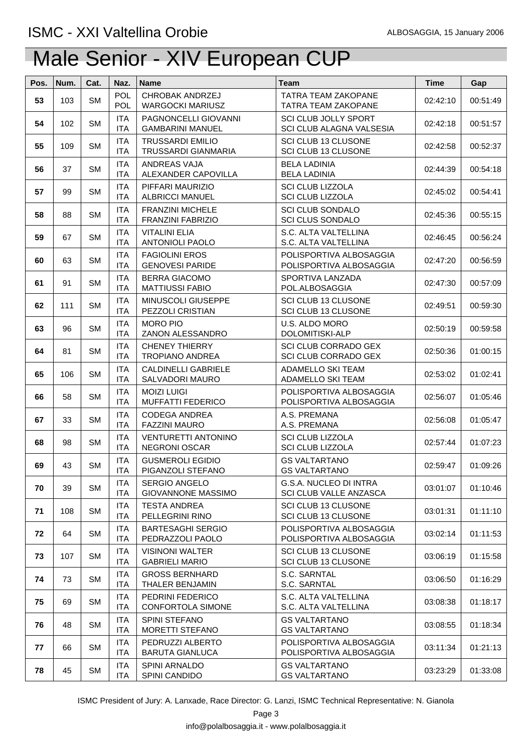# Male Senior - XIV European CUP

| Pos. | Num. | Cat. | Naz. | Name | Team | Time | Gap |
|---|---|---|---|---|---|---|---|
| 53 | 103 | SM | POL<br>POL | CHROBAK ANDRZEJ<br>WARGOCKI MARIUSZ | TATRA TEAM ZAKOPANE<br>TATRA TEAM ZAKOPANE | 02:42:10 | 00:51:49 |
| 54 | 102 | SM | ITA<br>ITA | PAGNONCELLI GIOVANNI<br>GAMBARINI MANUEL | SCI CLUB JOLLY SPORT<br>SCI CLUB ALAGNA VALSESIA | 02:42:18 | 00:51:57 |
| 55 | 109 | SM | ITA<br>ITA | TRUSSARDI EMILIO<br>TRUSSARDI GIANMARIA | SCI CLUB 13 CLUSONE<br>SCI CLUB 13 CLUSONE | 02:42:58 | 00:52:37 |
| 56 | 37 | SM | ITA<br>ITA | ANDREAS VAJA<br>ALEXANDER CAPOVILLA | BELA LADINIA<br>BELA LADINIA | 02:44:39 | 00:54:18 |
| 57 | 99 | SM | ITA<br>ITA | PIFFARI MAURIZIO<br>ALBRICCI MANUEL | SCI CLUB LIZZOLA<br>SCI CLUB LIZZOLA | 02:45:02 | 00:54:41 |
| 58 | 88 | SM | ITA<br>ITA | FRANZINI MICHELE<br>FRANZINI FABRIZIO | SCI CLUB SONDALO<br>SCI CLUS SONDALO | 02:45:36 | 00:55:15 |
| 59 | 67 | SM | ITA<br>ITA | VITALINI ELIA<br>ANTONIOLI PAOLO | S.C. ALTA VALTELLINA<br>S.C. ALTA VALTELLINA | 02:46:45 | 00:56:24 |
| 60 | 63 | SM | ITA<br>ITA | FAGIOLINI EROS<br>GENOVESI PARIDE | POLISPORTIVA ALBOSAGGIA<br>POLISPORTIVA ALBOSAGGIA | 02:47:20 | 00:56:59 |
| 61 | 91 | SM | ITA<br>ITA | BERRA GIACOMO<br>MATTIUSSI FABIO | SPORTIVA LANZADA<br>POL.ALBOSAGGIA | 02:47:30 | 00:57:09 |
| 62 | 111 | SM | ITA<br>ITA | MINUSCOLI GIUSEPPE<br>PEZZOLI CRISTIAN | SCI CLUB 13 CLUSONE<br>SCI CLUB 13 CLUSONE | 02:49:51 | 00:59:30 |
| 63 | 96 | SM | ITA<br>ITA | MORO PIO<br>ZANON ALESSANDRO | U.S. ALDO MORO<br>DOLOMITISKI-ALP | 02:50:19 | 00:59:58 |
| 64 | 81 | SM | ITA<br>ITA | CHENEY THIERRY<br>TROPIANO ANDREA | SCI CLUB CORRADO GEX<br>SCI CLUB CORRADO GEX | 02:50:36 | 01:00:15 |
| 65 | 106 | SM | ITA<br>ITA | CALDINELLI GABRIELE<br>SALVADORI MAURO | ADAMELLO SKI TEAM<br>ADAMELLO SKI TEAM | 02:53:02 | 01:02:41 |
| 66 | 58 | SM | ITA<br>ITA | MOIZI LUIGI<br>MUFFATTI FEDERICO | POLISPORTIVA ALBOSAGGIA<br>POLISPORTIVA ALBOSAGGIA | 02:56:07 | 01:05:46 |
| 67 | 33 | SM | ITA<br>ITA | CODEGA ANDREA<br>FAZZINI MAURO | A.S. PREMANA<br>A.S. PREMANA | 02:56:08 | 01:05:47 |
| 68 | 98 | SM | ITA<br>ITA | VENTURETTI ANTONINO<br>NEGRONI OSCAR | SCI CLUB LIZZOLA<br>SCI CLUB LIZZOLA | 02:57:44 | 01:07:23 |
| 69 | 43 | SM | ITA<br>ITA | GUSMEROLI EGIDIO<br>PIGANZOLI STEFANO | GS VALTARTANO<br>GS VALTARTANO | 02:59:47 | 01:09:26 |
| 70 | 39 | SM | ITA<br>ITA | SERGIO ANGELO<br>GIOVANNONE MASSIMO | G.S.A. NUCLEO DI INTRA<br>SCI CLUB VALLE ANZASCA | 03:01:07 | 01:10:46 |
| 71 | 108 | SM | ITA<br>ITA | TESTA ANDREA<br>PELLEGRINI RINO | SCI CLUB 13 CLUSONE<br>SCI CLUB 13 CLUSONE | 03:01:31 | 01:11:10 |
| 72 | 64 | SM | ITA<br>ITA | BARTESAGHI SERGIO<br>PEDRAZZOLI PAOLO | POLISPORTIVA ALBOSAGGIA<br>POLISPORTIVA ALBOSAGGIA | 03:02:14 | 01:11:53 |
| 73 | 107 | SM | ITA<br>ITA | VISINONI WALTER<br>GABRIELI MARIO | SCI CLUB 13 CLUSONE<br>SCI CLUB 13 CLUSONE | 03:06:19 | 01:15:58 |
| 74 | 73 | SM | ITA<br>ITA | GROSS BERNHARD<br>THALER BENJAMIN | S.C. SARNTAL<br>S.C. SARNTAL | 03:06:50 | 01:16:29 |
| 75 | 69 | SM | ITA<br>ITA | PEDRINI FEDERICO<br>CONFORTOLA SIMONE | S.C. ALTA VALTELLINA<br>S.C. ALTA VALTELLINA | 03:08:38 | 01:18:17 |
| 76 | 48 | SM | ITA<br>ITA | SPINI STEFANO<br>MORETTI STEFANO | GS VALTARTANO<br>GS VALTARTANO | 03:08:55 | 01:18:34 |
| 77 | 66 | SM | ITA<br>ITA | PEDRUZZI ALBERTO<br>BARUTA GIANLUCA | POLISPORTIVA ALBOSAGGIA<br>POLISPORTIVA ALBOSAGGIA | 03:11:34 | 01:21:13 |
| 78 | 45 | SM | ITA<br>ITA | SPINI ARNALDO<br>SPINI CANDIDO | GS VALTARTANO<br>GS VALTARTANO | 03:23:29 | 01:33:08 |

ISMC President of Jury: A. Lanxade, Race Director: G. Lanzi, ISMC Technical Representative: N. Gianola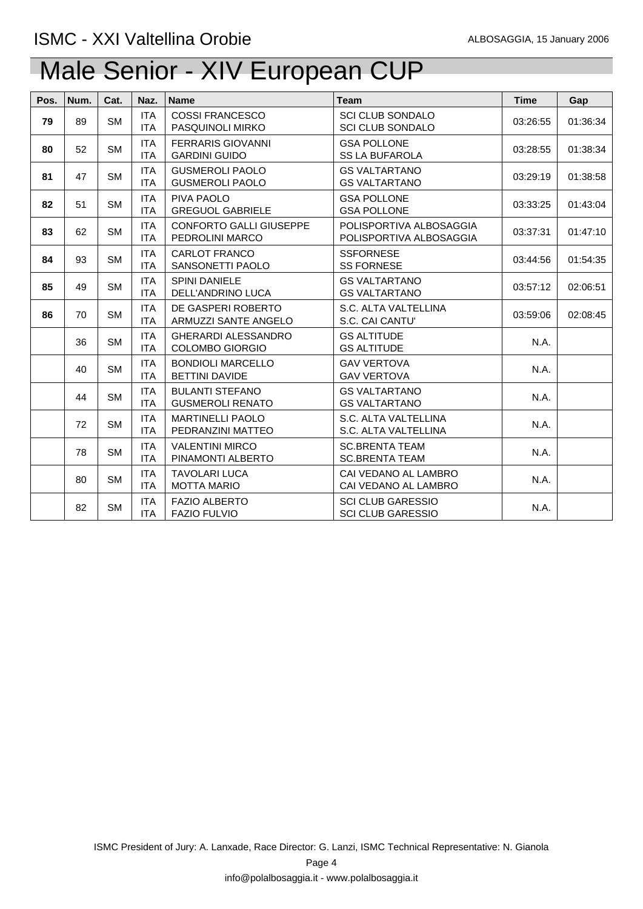ISMC - XXI Valtellina Orobie

ALBOSAGGIA, 15 January 2006

# Male Senior - XIV European CUP

| Pos. | Num. | Cat. | Naz. | Name | Team | Time | Gap |
|---|---|---|---|---|---|---|---|
| **79** | 89 | SM | ITA<br>ITA | COSSI FRANCESCO<br>PASQUINOLI MIRKO | SCI CLUB SONDALO<br>SCI CLUB SONDALO | 03:26:55 | 01:36:34 |
| **80** | 52 | SM | ITA<br>ITA | FERRARIS GIOVANNI<br>GARDINI GUIDO | GSA POLLONE<br>SS LA BUFAROLA | 03:28:55 | 01:38:34 |
| **81** | 47 | SM | ITA<br>ITA | GUSMEROLI PAOLO<br>GUSMEROLI PAOLO | GS VALTARTANO<br>GS VALTARTANO | 03:29:19 | 01:38:58 |
| **82** | 51 | SM | ITA<br>ITA | PIVA PAOLO<br>GREGUOL GABRIELE | GSA POLLONE<br>GSA POLLONE | 03:33:25 | 01:43:04 |
| **83** | 62 | SM | ITA<br>ITA | CONFORTO GALLI GIUSEPPE<br>PEDROLINI MARCO | POLISPORTIVA ALBOSAGGIA<br>POLISPORTIVA ALBOSAGGIA | 03:37:31 | 01:47:10 |
| **84** | 93 | SM | ITA<br>ITA | CARLOT FRANCO<br>SANSONETTI PAOLO | SSFORNESE<br>SS FORNESE | 03:44:56 | 01:54:35 |
| **85** | 49 | SM | ITA<br>ITA | SPINI DANIELE<br>DELL'ANDRINO LUCA | GS VALTARTANO<br>GS VALTARTANO | 03:57:12 | 02:06:51 |
| **86** | 70 | SM | ITA<br>ITA | DE GASPERI ROBERTO<br>ARMUZZI SANTE ANGELO | S.C. ALTA VALTELLINA<br>S.C. CAI CANTU' | 03:59:06 | 02:08:45 |
| | 36 | SM | ITA<br>ITA | GHERARDI ALESSANDRO<br>COLOMBO GIORGIO | GS ALTITUDE<br>GS ALTITUDE | N.A. | |
| | 40 | SM | ITA<br>ITA | BONDIOLI MARCELLO<br>BETTINI DAVIDE | GAV VERTOVA<br>GAV VERTOVA | N.A. | |
| | 44 | SM | ITA<br>ITA | BULANTI STEFANO<br>GUSMEROLI RENATO | GS VALTARTANO<br>GS VALTARTANO | N.A. | |
| | 72 | SM | ITA<br>ITA | MARTINELLI PAOLO<br>PEDRANZINI MATTEO | S.C. ALTA VALTELLINA<br>S.C. ALTA VALTELLINA | N.A. | |
| | 78 | SM | ITA<br>ITA | VALENTINI MIRCO<br>PINAMONTI ALBERTO | SC.BRENTA TEAM<br>SC.BRENTA TEAM | N.A. | |
| | 80 | SM | ITA<br>ITA | TAVOLARI LUCA<br>MOTTA MARIO | CAI VEDANO AL LAMBRO<br>CAI VEDANO AL LAMBRO | N.A. | |
| | 82 | SM | ITA<br>ITA | FAZIO ALBERTO<br>FAZIO FULVIO | SCI CLUB GARESSIO<br>SCI CLUB GARESSIO | N.A. | |

ISMC President of Jury: A. Lanxade, Race Director: G. Lanzi, ISMC Technical Representative: N. Gianola

info@polalbosaggia.it - www.polalbosaggia.it